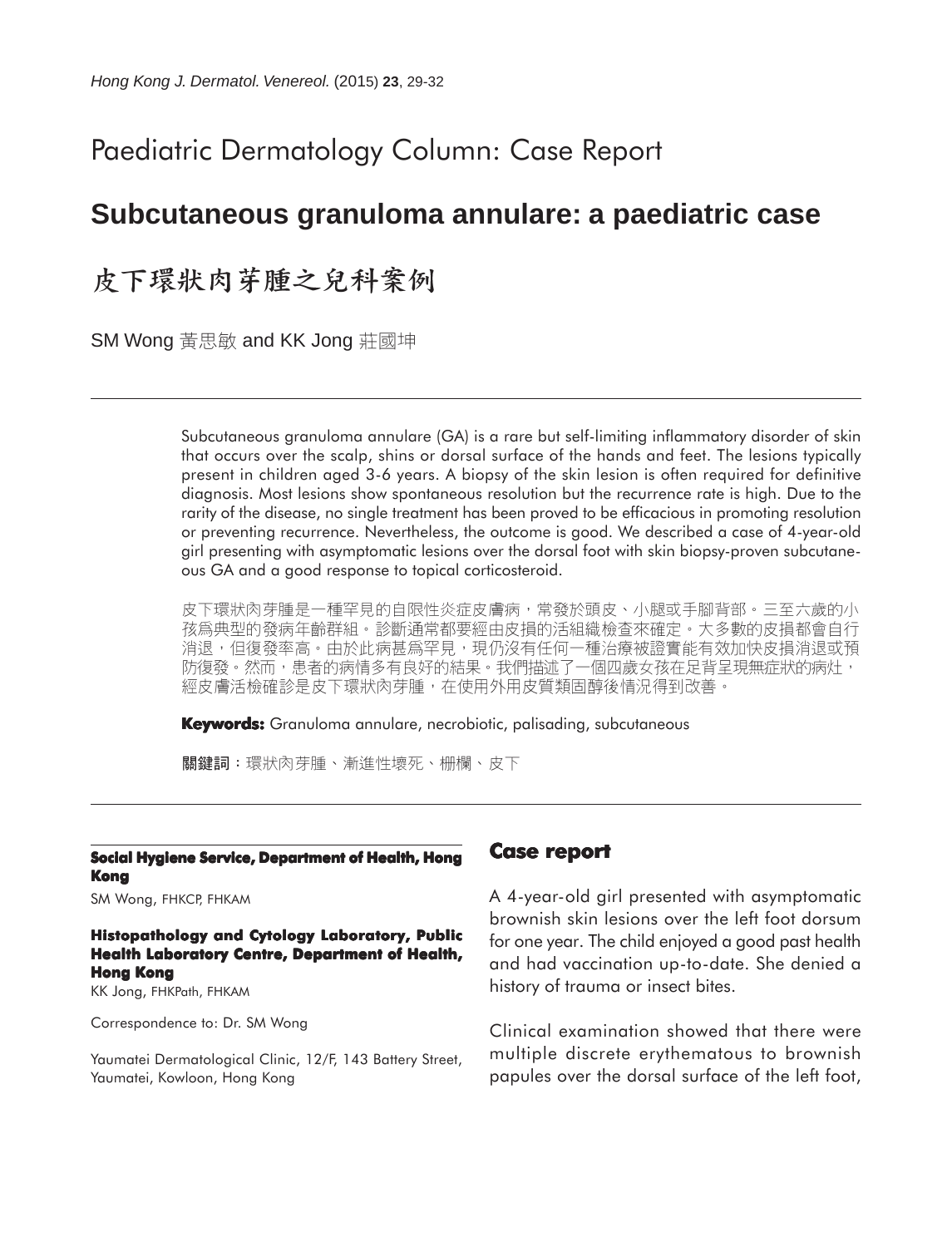Paediatric Dermatology Column: Case Report

# Subcutaneous granuloma annulare: a paediatric case

# 皮下環狀肉芽腫之兒科案例

SM Wong 黃思敏 and KK Jong 莊國坤

Subcutaneous granuloma annulare (GA) is a rare but self-limiting inflammatory disorder of skin that occurs over the scalp, shins or dorsal surface of the hands and feet. The lesions typically present in children aged 3-6 years. A biopsy of the skin lesion is often required for definitive diagnosis. Most lesions show spontaneous resolution but the recurrence rate is high. Due to the rarity of the disease, no single treatment has been proved to be efficacious in promoting resolution or preventing recurrence. Nevertheless, the outcome is good. We described a case of 4-year-old girl presenting with asymptomatic lesions over the dorsal foot with skin biopsy-proven subcutaneous GA and a good response to topical corticosteroid.

皮下環狀肉芽腫是一種罕見的自限性炎症皮膚病，常發於頭皮、小腿或手腳背部。三至六歲的小孩為典型的發病年齡群組。診斷通常都要經由皮損的活組織檢查來確定。大多數的皮損都會自行消退，但復發率高。由於此病甚為罕見，現仍沒有任何一種治療被證實能有效加快皮損消退或預防復發。然而，患者的病情多有良好的結果。我們描述了一個四歲女孩在足背呈現無症狀的病灶，經皮膚活檢確診是皮下環狀肉芽腫，在使用外用皮質類固醇後情況得到改善。

**Keywords:** Granuloma annulare, necrobiotic, palisading, subcutaneous

**關鍵詞**：環狀肉芽腫、漸進性壞死、柵欄、皮下

**Social Hygiene Service, Department of Health, Hong Kong**

SM Wong, FHKCP, FHKAM

**Histopathology and Cytology Laboratory, Public Health Laboratory Centre, Department of Health, Hong Kong**

KK Jong, FHKPath, FHKAM

Correspondence to: Dr. SM Wong

Yaumatei Dermatological Clinic, 12/F, 143 Battery Street, Yaumatei, Kowloon, Hong Kong

## Case report

A 4-year-old girl presented with asymptomatic brownish skin lesions over the left foot dorsum for one year. The child enjoyed a good past health and had vaccination up-to-date. She denied a history of trauma or insect bites.

Clinical examination showed that there were multiple discrete erythematous to brownish papules over the dorsal surface of the left foot,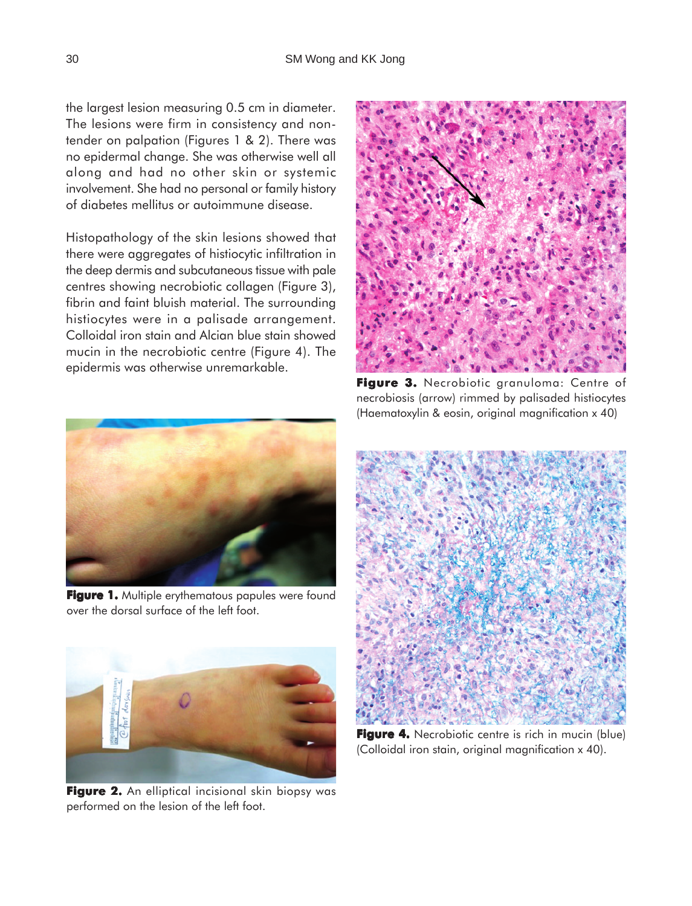the largest lesion measuring 0.5 cm in diameter. The lesions were firm in consistency and non-tender on palpation (Figures 1 & 2). There was no epidermal change. She was otherwise well all along and had no other skin or systemic involvement. She had no personal or family history of diabetes mellitus or autoimmune disease.

Histopathology of the skin lesions showed that there were aggregates of histiocytic infiltration in the deep dermis and subcutaneous tissue with pale centres showing necrobiotic collagen (Figure 3), fibrin and faint bluish material. The surrounding histiocytes were in a palisade arrangement. Colloidal iron stain and Alcian blue stain showed mucin in the necrobiotic centre (Figure 4). The epidermis was otherwise unremarkable.

**Figure 1.** Multiple erythematous papules were found over the dorsal surface of the left foot.

**Figure 2.** An elliptical incisional skin biopsy was performed on the lesion of the left foot.

**Figure 3.** Necrobiotic granuloma: Centre of necrobiosis (arrow) rimmed by palisaded histiocytes (Haematoxylin & eosin, original magnification x 40)

**Figure 4.** Necrobiotic centre is rich in mucin (blue) (Colloidal iron stain, original magnification x 40).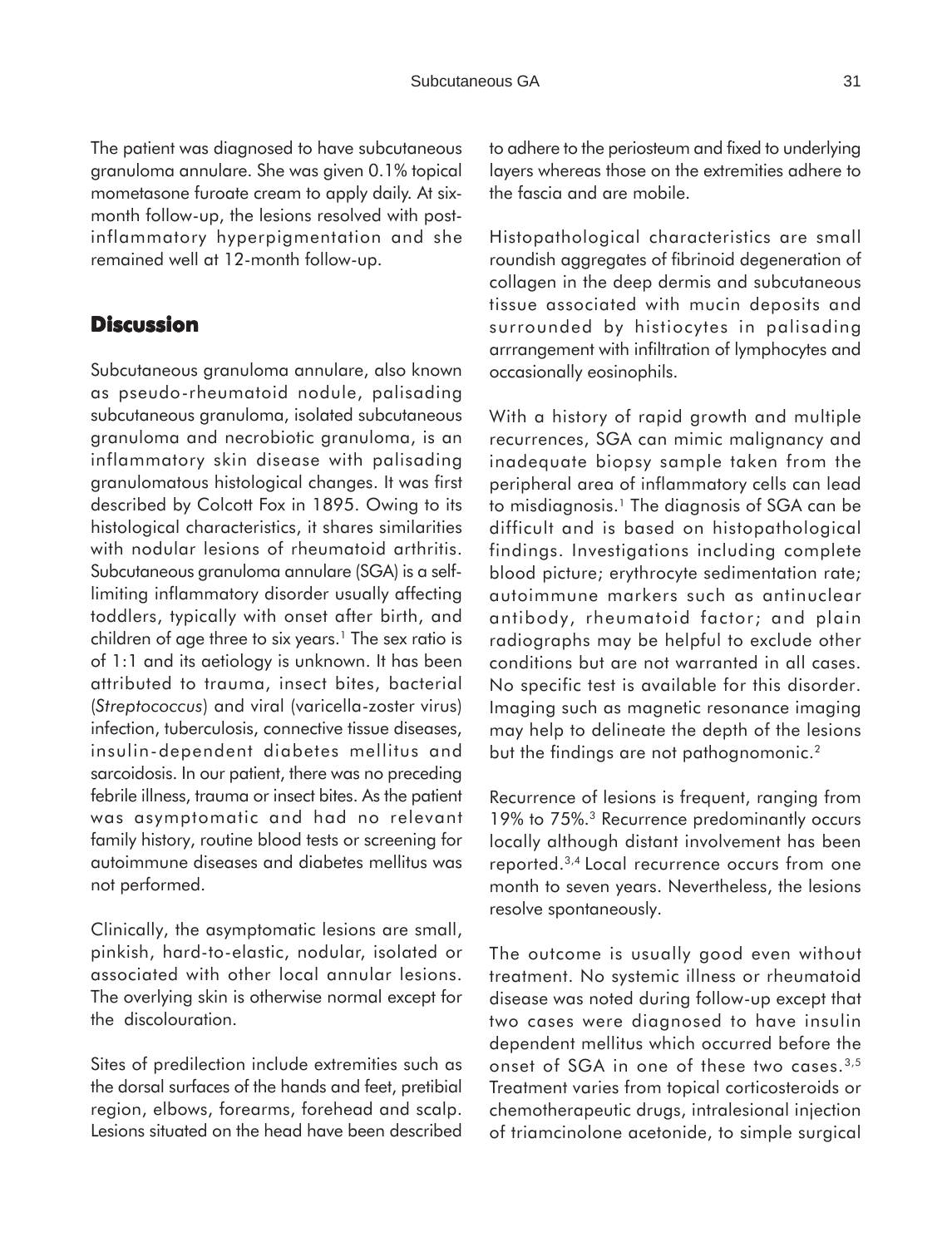The patient was diagnosed to have subcutaneous granuloma annulare. She was given 0.1% topical mometasone furoate cream to apply daily. At six-month follow-up, the lesions resolved with post-inflammatory hyperpigmentation and she remained well at 12-month follow-up.

## Discussion

Subcutaneous granuloma annulare, also known as pseudo-rheumatoid nodule, palisading subcutaneous granuloma, isolated subcutaneous granuloma and necrobiotic granuloma, is an inflammatory skin disease with palisading granulomatous histological changes. It was first described by Colcott Fox in 1895. Owing to its histological characteristics, it shares similarities with nodular lesions of rheumatoid arthritis. Subcutaneous granuloma annulare (SGA) is a self-limiting inflammatory disorder usually affecting toddlers, typically with onset after birth, and children of age three to six years.[1] The sex ratio is of 1:1 and its aetiology is unknown. It has been attributed to trauma, insect bites, bacterial (*Streptococcus*) and viral (varicella-zoster virus) infection, tuberculosis, connective tissue diseases, insulin-dependent diabetes mellitus and sarcoidosis. In our patient, there was no preceding febrile illness, trauma or insect bites. As the patient was asymptomatic and had no relevant family history, routine blood tests or screening for autoimmune diseases and diabetes mellitus was not performed.

Clinically, the asymptomatic lesions are small, pinkish, hard-to-elastic, nodular, isolated or associated with other local annular lesions. The overlying skin is otherwise normal except for the discolouration.

Sites of predilection include extremities such as the dorsal surfaces of the hands and feet, pretibial region, elbows, forearms, forehead and scalp. Lesions situated on the head have been described to adhere to the periosteum and fixed to underlying layers whereas those on the extremities adhere to the fascia and are mobile.

Histopathological characteristics are small roundish aggregates of fibrinoid degeneration of collagen in the deep dermis and subcutaneous tissue associated with mucin deposits and surrounded by histiocytes in palisading arrrangement with infiltration of lymphocytes and occasionally eosinophils.

With a history of rapid growth and multiple recurrences, SGA can mimic malignancy and inadequate biopsy sample taken from the peripheral area of inflammatory cells can lead to misdiagnosis.[1] The diagnosis of SGA can be difficult and is based on histopathological findings. Investigations including complete blood picture; erythrocyte sedimentation rate; autoimmune markers such as antinuclear antibody, rheumatoid factor; and plain radiographs may be helpful to exclude other conditions but are not warranted in all cases. No specific test is available for this disorder. Imaging such as magnetic resonance imaging may help to delineate the depth of the lesions but the findings are not pathognomonic.[2]

Recurrence of lesions is frequent, ranging from 19% to 75%.[3] Recurrence predominantly occurs locally although distant involvement has been reported.[3,4] Local recurrence occurs from one month to seven years. Nevertheless, the lesions resolve spontaneously.

The outcome is usually good even without treatment. No systemic illness or rheumatoid disease was noted during follow-up except that two cases were diagnosed to have insulin dependent mellitus which occurred before the onset of SGA in one of these two cases.[3,5] Treatment varies from topical corticosteroids or chemotherapeutic drugs, intralesional injection of triamcinolone acetonide, to simple surgical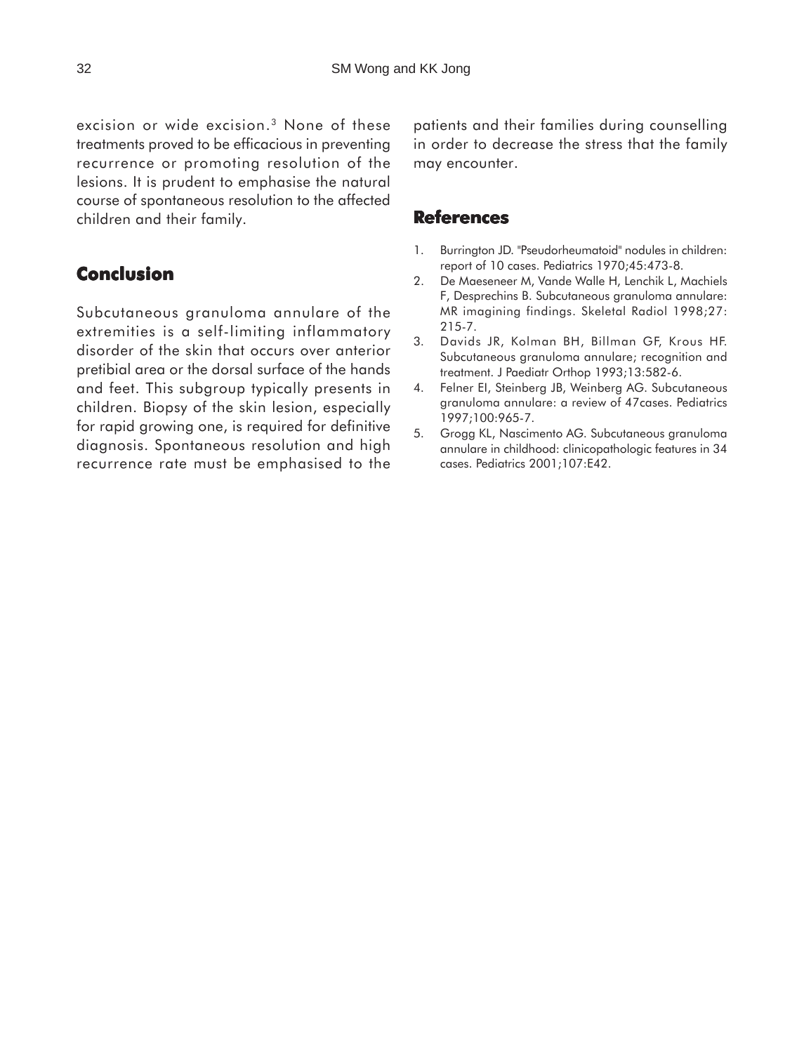excision or wide excision.[3] None of these treatments proved to be efficacious in preventing recurrence or promoting resolution of the lesions. It is prudent to emphasise the natural course of spontaneous resolution to the affected children and their family.

## Conclusion

Subcutaneous granuloma annulare of the extremities is a self-limiting inflammatory disorder of the skin that occurs over anterior pretibial area or the dorsal surface of the hands and feet. This subgroup typically presents in children. Biopsy of the skin lesion, especially for rapid growing one, is required for definitive diagnosis. Spontaneous resolution and high recurrence rate must be emphasised to the patients and their families during counselling in order to decrease the stress that the family may encounter.

## References

1. Burrington JD. "Pseudorheumatoid" nodules in children: report of 10 cases. Pediatrics 1970;45:473-8.
2. De Maeseneer M, Vande Walle H, Lenchik L, Machiels F, Desprechins B. Subcutaneous granuloma annulare: MR imagining findings. Skeletal Radiol 1998;27: 215-7.
3. Davids JR, Kolman BH, Billman GF, Krous HF. Subcutaneous granuloma annulare; recognition and treatment. J Paediatr Orthop 1993;13:582-6.
4. Felner EI, Steinberg JB, Weinberg AG. Subcutaneous granuloma annulare: a review of 47cases. Pediatrics 1997;100:965-7.
5. Grogg KL, Nascimento AG. Subcutaneous granuloma annulare in childhood: clinicopathologic features in 34 cases. Pediatrics 2001;107:E42.